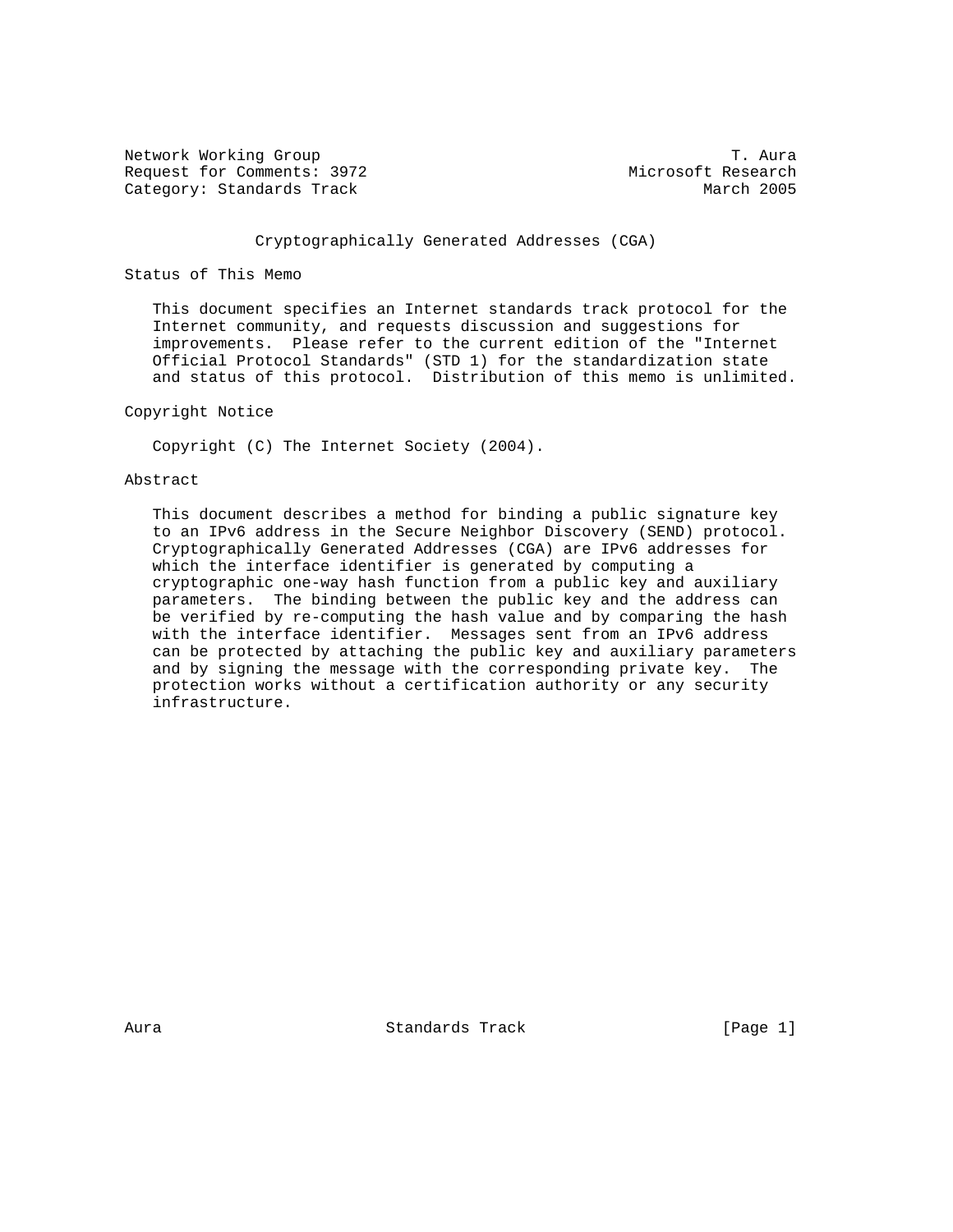Network Working Group T. Aura
Request for Comments: 3972 Microsoft Research
Category: Standards Track March 2005

# Cryptographically Generated Addresses (CGA)

## Status of This Memo

This document specifies an Internet standards track protocol for the Internet community, and requests discussion and suggestions for improvements. Please refer to the current edition of the "Internet Official Protocol Standards" (STD 1) for the standardization state and status of this protocol. Distribution of this memo is unlimited.

## Copyright Notice

Copyright (C) The Internet Society (2004).

## Abstract

This document describes a method for binding a public signature key to an IPv6 address in the Secure Neighbor Discovery (SEND) protocol. Cryptographically Generated Addresses (CGA) are IPv6 addresses for which the interface identifier is generated by computing a cryptographic one-way hash function from a public key and auxiliary parameters. The binding between the public key and the address can be verified by re-computing the hash value and by comparing the hash with the interface identifier. Messages sent from an IPv6 address can be protected by attaching the public key and auxiliary parameters and by signing the message with the corresponding private key. The protection works without a certification authority or any security infrastructure.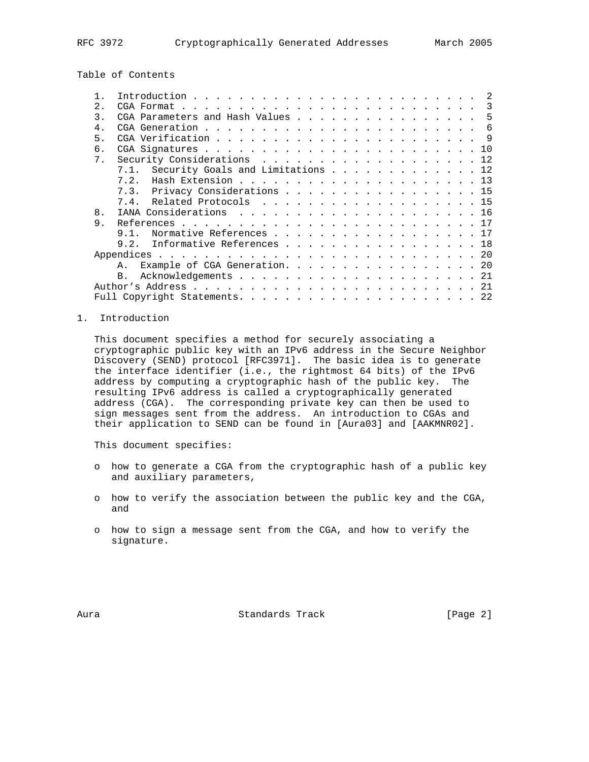Table of Contents

1. Introduction . . . . . . . . . . . . . . . . . . . . . . . . . 2
2. CGA Format . . . . . . . . . . . . . . . . . . . . . . . . . . 3
3. CGA Parameters and Hash Values . . . . . . . . . . . . . . . . 5
4. CGA Generation . . . . . . . . . . . . . . . . . . . . . . . . 6
5. CGA Verification . . . . . . . . . . . . . . . . . . . . . . . 9
6. CGA Signatures . . . . . . . . . . . . . . . . . . . . . . . . 10
7. Security Considerations . . . . . . . . . . . . . . . . . . . 12
   7.1. Security Goals and Limitations . . . . . . . . . . . . . 12
   7.2. Hash Extension . . . . . . . . . . . . . . . . . . . . . 13
   7.3. Privacy Considerations . . . . . . . . . . . . . . . . . 15
   7.4. Related Protocols . . . . . . . . . . . . . . . . . . . 15
8. IANA Considerations . . . . . . . . . . . . . . . . . . . . . 16
9. References . . . . . . . . . . . . . . . . . . . . . . . . . . 17
   9.1. Normative References . . . . . . . . . . . . . . . . . . 17
   9.2. Informative References . . . . . . . . . . . . . . . . . 18

Appendices . . . . . . . . . . . . . . . . . . . . . . . . . . . 20
   A. Example of CGA Generation. . . . . . . . . . . . . . . . . 20
   B. Acknowledgements . . . . . . . . . . . . . . . . . . . . . 21

Author's Address . . . . . . . . . . . . . . . . . . . . . . . . 21

Full Copyright Statements. . . . . . . . . . . . . . . . . . . . 22

# 1. Introduction

This document specifies a method for securely associating a cryptographic public key with an IPv6 address in the Secure Neighbor Discovery (SEND) protocol [RFC3971]. The basic idea is to generate the interface identifier (i.e., the rightmost 64 bits) of the IPv6 address by computing a cryptographic hash of the public key. The resulting IPv6 address is called a cryptographically generated address (CGA). The corresponding private key can then be used to sign messages sent from the address. An introduction to CGAs and their application to SEND can be found in [Aura03] and [AAKMNR02].

This document specifies:

- how to generate a CGA from the cryptographic hash of a public key and auxiliary parameters,
- how to verify the association between the public key and the CGA, and
- how to sign a message sent from the CGA, and how to verify the signature.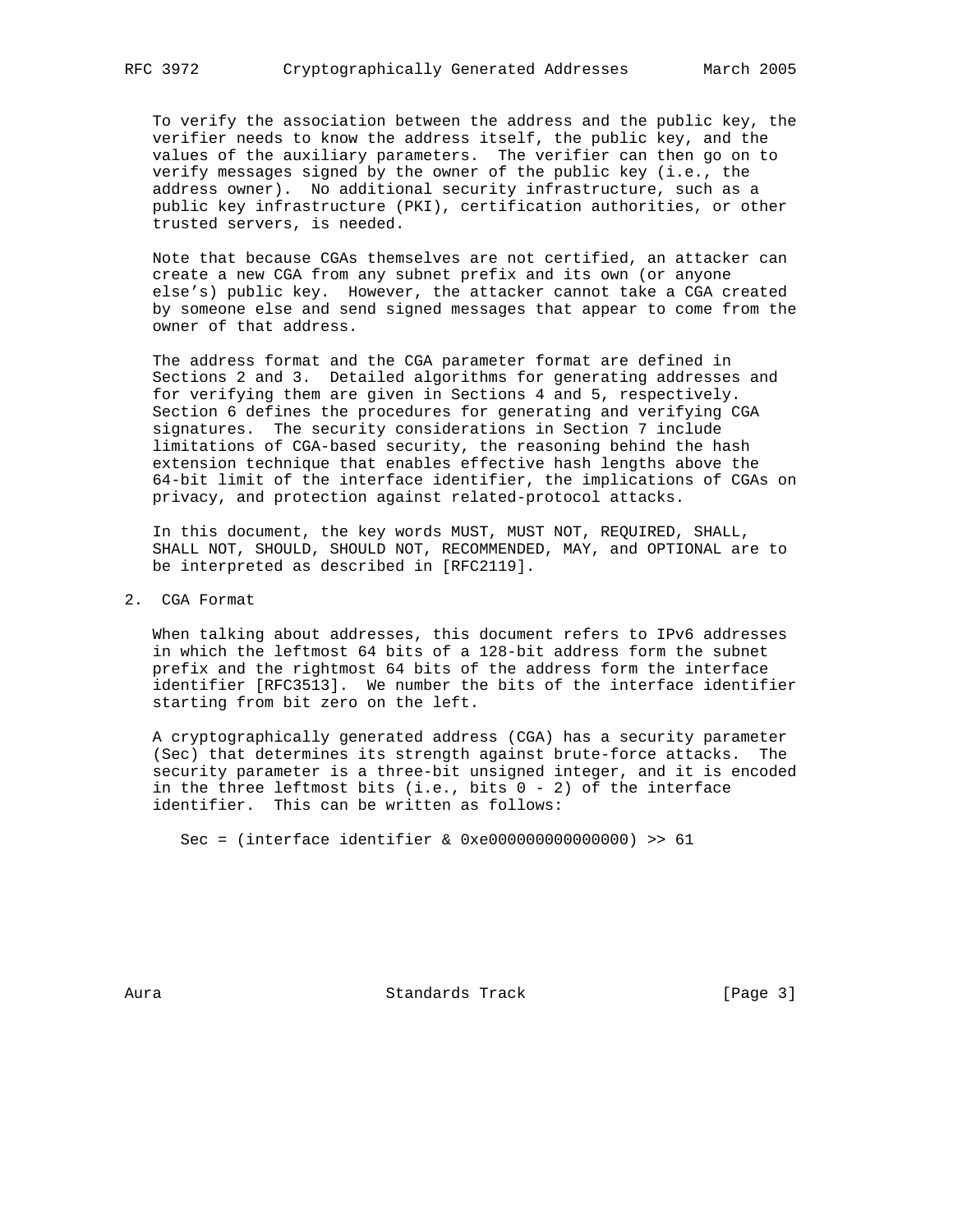To verify the association between the address and the public key, the verifier needs to know the address itself, the public key, and the values of the auxiliary parameters. The verifier can then go on to verify messages signed by the owner of the public key (i.e., the address owner). No additional security infrastructure, such as a public key infrastructure (PKI), certification authorities, or other trusted servers, is needed.

Note that because CGAs themselves are not certified, an attacker can create a new CGA from any subnet prefix and its own (or anyone else's) public key. However, the attacker cannot take a CGA created by someone else and send signed messages that appear to come from the owner of that address.

The address format and the CGA parameter format are defined in Sections 2 and 3. Detailed algorithms for generating addresses and for verifying them are given in Sections 4 and 5, respectively. Section 6 defines the procedures for generating and verifying CGA signatures. The security considerations in Section 7 include limitations of CGA-based security, the reasoning behind the hash extension technique that enables effective hash lengths above the 64-bit limit of the interface identifier, the implications of CGAs on privacy, and protection against related-protocol attacks.

In this document, the key words MUST, MUST NOT, REQUIRED, SHALL, SHALL NOT, SHOULD, SHOULD NOT, RECOMMENDED, MAY, and OPTIONAL are to be interpreted as described in [RFC2119].

## 2. CGA Format

When talking about addresses, this document refers to IPv6 addresses in which the leftmost 64 bits of a 128-bit address form the subnet prefix and the rightmost 64 bits of the address form the interface identifier [RFC3513]. We number the bits of the interface identifier starting from bit zero on the left.

A cryptographically generated address (CGA) has a security parameter (Sec) that determines its strength against brute-force attacks. The security parameter is a three-bit unsigned integer, and it is encoded in the three leftmost bits (i.e., bits 0 - 2) of the interface identifier. This can be written as follows:

```
Sec = (interface identifier & 0xe000000000000000) >> 61
```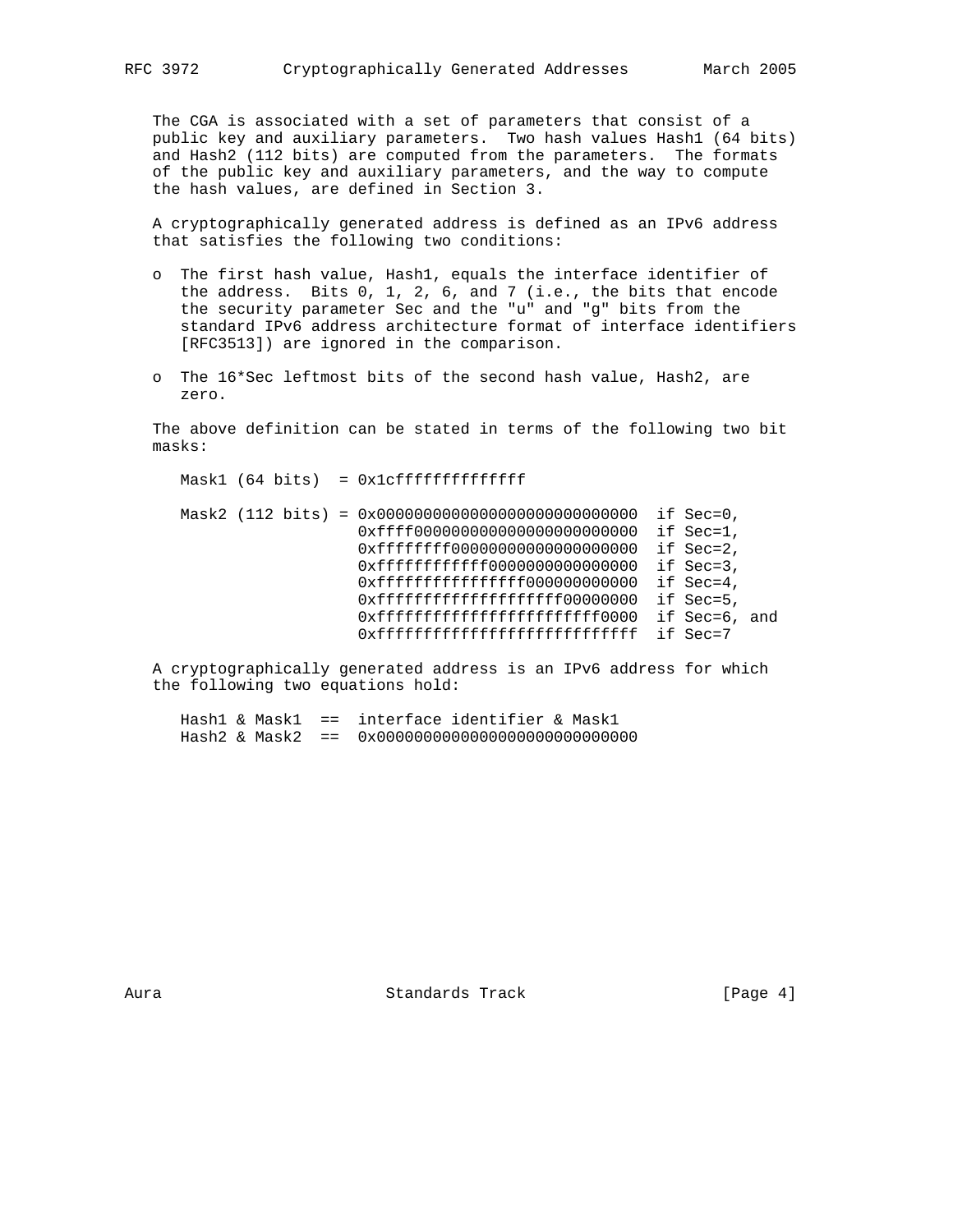The CGA is associated with a set of parameters that consist of a public key and auxiliary parameters. Two hash values Hash1 (64 bits) and Hash2 (112 bits) are computed from the parameters. The formats of the public key and auxiliary parameters, and the way to compute the hash values, are defined in Section 3.

A cryptographically generated address is defined as an IPv6 address that satisfies the following two conditions:

- The first hash value, Hash1, equals the interface identifier of the address. Bits 0, 1, 2, 6, and 7 (i.e., the bits that encode the security parameter Sec and the "u" and "g" bits from the standard IPv6 address architecture format of interface identifiers [RFC3513]) are ignored in the comparison.

- The 16*Sec leftmost bits of the second hash value, Hash2, are zero.

The above definition can be stated in terms of the following two bit masks:

```
Mask1 (64 bits)  = 0x1cffffffffffffff

Mask2 (112 bits) = 0x0000000000000000000000000000  if Sec=0,
                   0xffff000000000000000000000000  if Sec=1,
                   0xffffffff00000000000000000000  if Sec=2,
                   0xffffffffffff0000000000000000  if Sec=3,
                   0xffffffffffffffff000000000000  if Sec=4,
                   0xffffffffffffffffffff00000000  if Sec=5,
                   0xffffffffffffffffffffffff0000  if Sec=6, and
                   0xffffffffffffffffffffffffffff  if Sec=7
```

A cryptographically generated address is an IPv6 address for which the following two equations hold:

```
Hash1 & Mask1  ==  interface identifier & Mask1
Hash2 & Mask2  ==  0x0000000000000000000000000000
```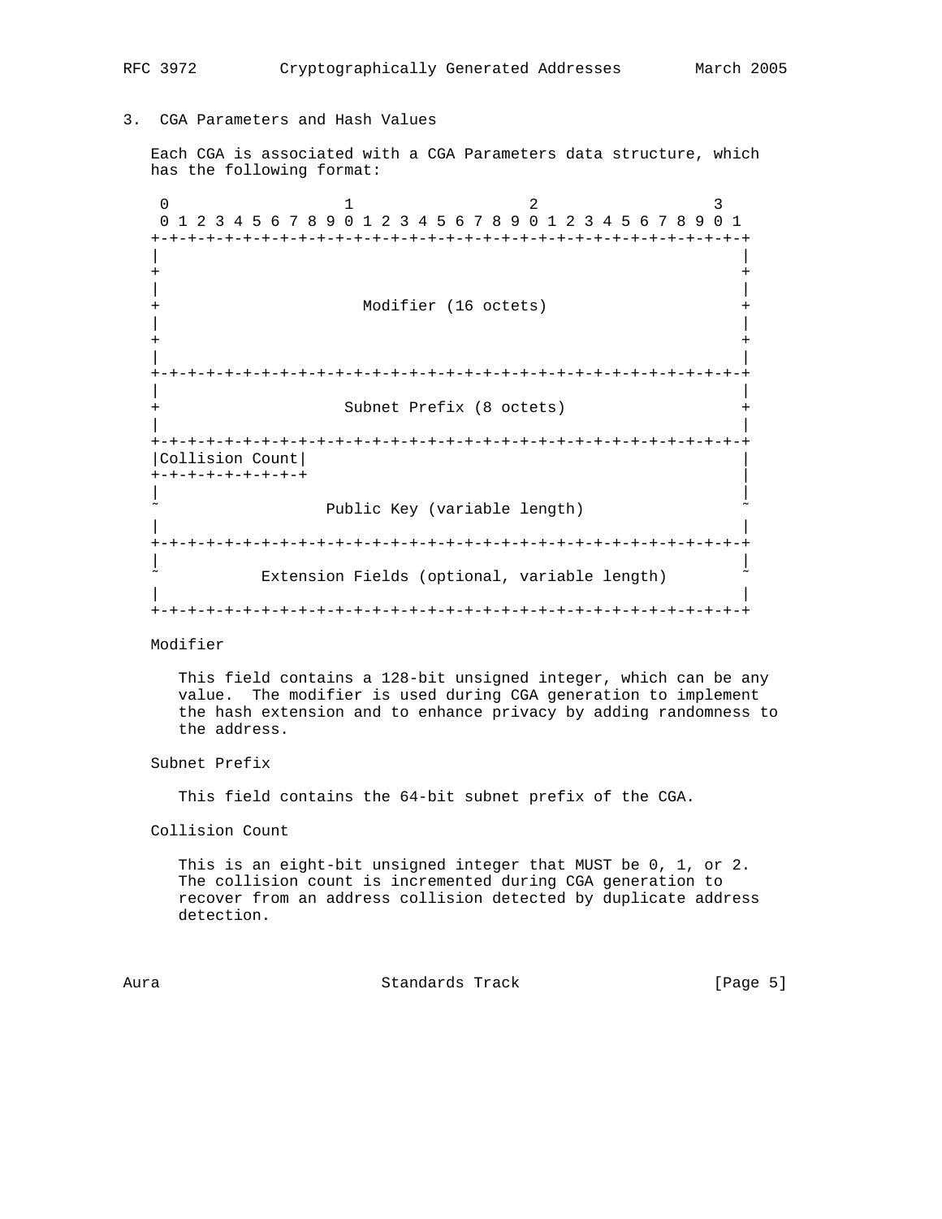## 3. CGA Parameters and Hash Values

Each CGA is associated with a CGA Parameters data structure, which has the following format:

```
 0                   1                   2                   3
 0 1 2 3 4 5 6 7 8 9 0 1 2 3 4 5 6 7 8 9 0 1 2 3 4 5 6 7 8 9 0 1
+-+-+-+-+-+-+-+-+-+-+-+-+-+-+-+-+-+-+-+-+-+-+-+-+-+-+-+-+-+-+-+-+
|                                                               |
+                                                               +
|                                                               |
+                      Modifier (16 octets)                     +
|                                                               |
+                                                               +
|                                                               |
+-+-+-+-+-+-+-+-+-+-+-+-+-+-+-+-+-+-+-+-+-+-+-+-+-+-+-+-+-+-+-+-+
|                                                               |
+                    Subnet Prefix (8 octets)                   +
|                                                               |
+-+-+-+-+-+-+-+-+-+-+-+-+-+-+-+-+-+-+-+-+-+-+-+-+-+-+-+-+-+-+-+-+
|Collision Count|                                               |
+-+-+-+-+-+-+-+-+                                               |
|                                                               |
~                  Public Key (variable length)                 ~
|                                                               |
+-+-+-+-+-+-+-+-+-+-+-+-+-+-+-+-+-+-+-+-+-+-+-+-+-+-+-+-+-+-+-+-+
|                                                               |
~           Extension Fields (optional, variable length)        ~
|                                                               |
+-+-+-+-+-+-+-+-+-+-+-+-+-+-+-+-+-+-+-+-+-+-+-+-+-+-+-+-+-+-+-+-+
```

Modifier

This field contains a 128-bit unsigned integer, which can be any value. The modifier is used during CGA generation to implement the hash extension and to enhance privacy by adding randomness to the address.

Subnet Prefix

This field contains the 64-bit subnet prefix of the CGA.

Collision Count

This is an eight-bit unsigned integer that MUST be 0, 1, or 2. The collision count is incremented during CGA generation to recover from an address collision detected by duplicate address detection.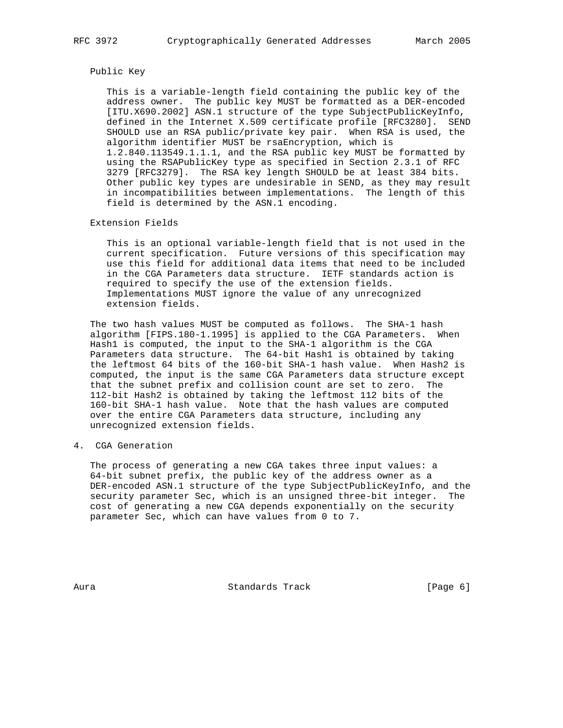Public Key

This is a variable-length field containing the public key of the address owner. The public key MUST be formatted as a DER-encoded [ITU.X690.2002] ASN.1 structure of the type SubjectPublicKeyInfo, defined in the Internet X.509 certificate profile [RFC3280]. SEND SHOULD use an RSA public/private key pair. When RSA is used, the algorithm identifier MUST be rsaEncryption, which is 1.2.840.113549.1.1.1, and the RSA public key MUST be formatted by using the RSAPublicKey type as specified in Section 2.3.1 of RFC 3279 [RFC3279]. The RSA key length SHOULD be at least 384 bits. Other public key types are undesirable in SEND, as they may result in incompatibilities between implementations. The length of this field is determined by the ASN.1 encoding.

Extension Fields

This is an optional variable-length field that is not used in the current specification. Future versions of this specification may use this field for additional data items that need to be included in the CGA Parameters data structure. IETF standards action is required to specify the use of the extension fields. Implementations MUST ignore the value of any unrecognized extension fields.

The two hash values MUST be computed as follows. The SHA-1 hash algorithm [FIPS.180-1.1995] is applied to the CGA Parameters. When Hash1 is computed, the input to the SHA-1 algorithm is the CGA Parameters data structure. The 64-bit Hash1 is obtained by taking the leftmost 64 bits of the 160-bit SHA-1 hash value. When Hash2 is computed, the input is the same CGA Parameters data structure except that the subnet prefix and collision count are set to zero. The 112-bit Hash2 is obtained by taking the leftmost 112 bits of the 160-bit SHA-1 hash value. Note that the hash values are computed over the entire CGA Parameters data structure, including any unrecognized extension fields.

## 4. CGA Generation

The process of generating a new CGA takes three input values: a 64-bit subnet prefix, the public key of the address owner as a DER-encoded ASN.1 structure of the type SubjectPublicKeyInfo, and the security parameter Sec, which is an unsigned three-bit integer. The cost of generating a new CGA depends exponentially on the security parameter Sec, which can have values from 0 to 7.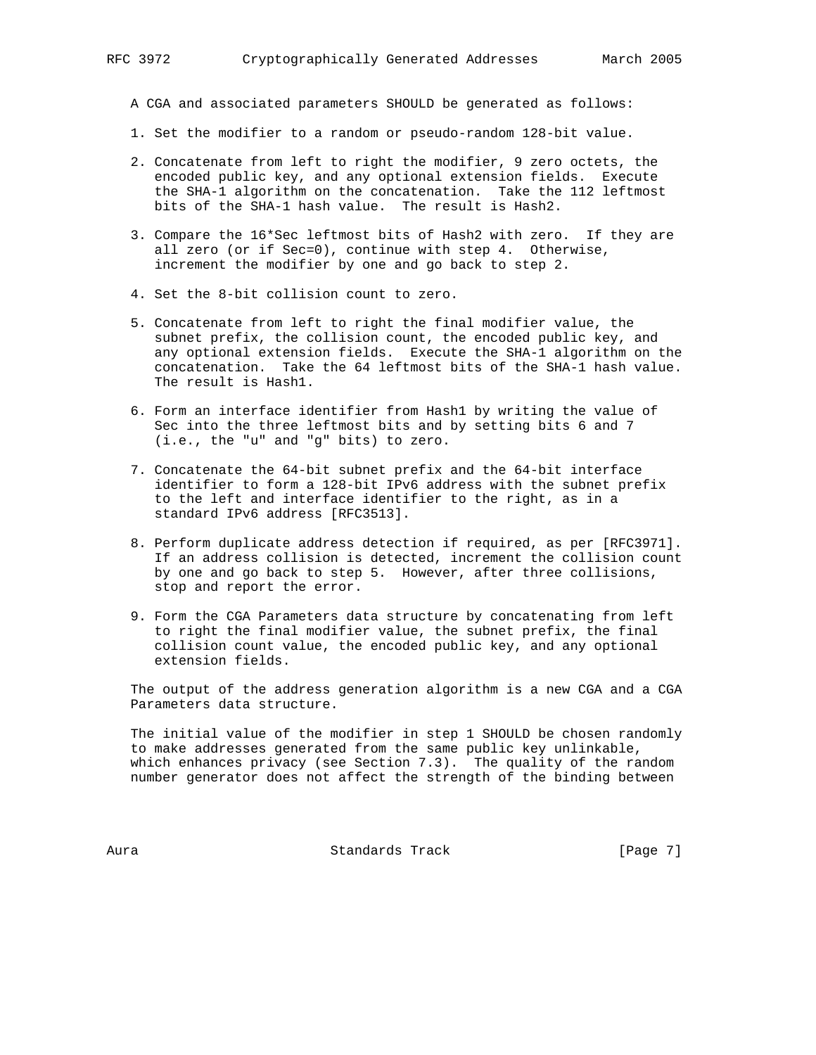A CGA and associated parameters SHOULD be generated as follows:

1. Set the modifier to a random or pseudo-random 128-bit value.

2. Concatenate from left to right the modifier, 9 zero octets, the encoded public key, and any optional extension fields. Execute the SHA-1 algorithm on the concatenation. Take the 112 leftmost bits of the SHA-1 hash value. The result is Hash2.

3. Compare the 16*Sec leftmost bits of Hash2 with zero. If they are all zero (or if Sec=0), continue with step 4. Otherwise, increment the modifier by one and go back to step 2.

4. Set the 8-bit collision count to zero.

5. Concatenate from left to right the final modifier value, the subnet prefix, the collision count, the encoded public key, and any optional extension fields. Execute the SHA-1 algorithm on the concatenation. Take the 64 leftmost bits of the SHA-1 hash value. The result is Hash1.

6. Form an interface identifier from Hash1 by writing the value of Sec into the three leftmost bits and by setting bits 6 and 7 (i.e., the "u" and "g" bits) to zero.

7. Concatenate the 64-bit subnet prefix and the 64-bit interface identifier to form a 128-bit IPv6 address with the subnet prefix to the left and interface identifier to the right, as in a standard IPv6 address [RFC3513].

8. Perform duplicate address detection if required, as per [RFC3971]. If an address collision is detected, increment the collision count by one and go back to step 5. However, after three collisions, stop and report the error.

9. Form the CGA Parameters data structure by concatenating from left to right the final modifier value, the subnet prefix, the final collision count value, the encoded public key, and any optional extension fields.

The output of the address generation algorithm is a new CGA and a CGA Parameters data structure.

The initial value of the modifier in step 1 SHOULD be chosen randomly to make addresses generated from the same public key unlinkable, which enhances privacy (see Section 7.3). The quality of the random number generator does not affect the strength of the binding between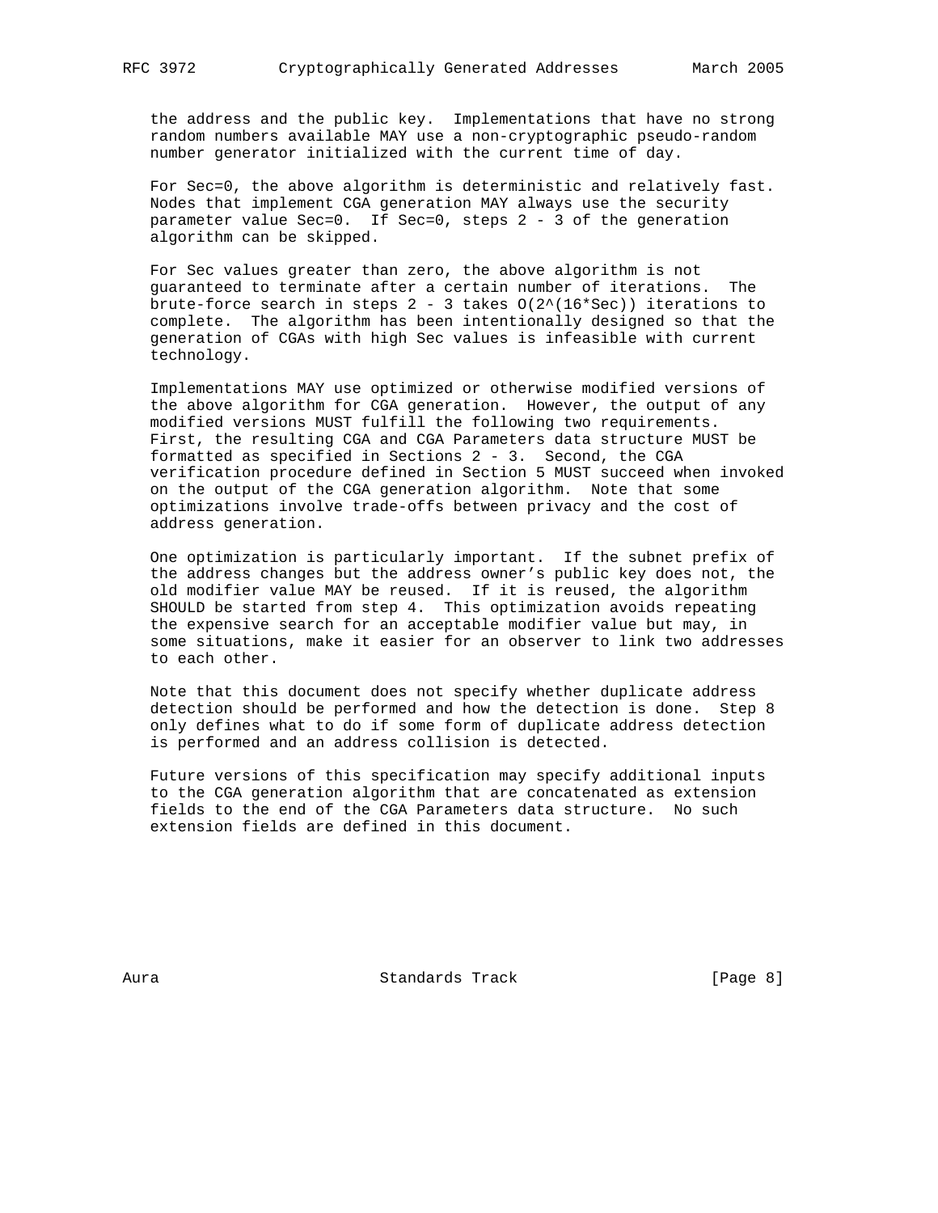the address and the public key. Implementations that have no strong random numbers available MAY use a non-cryptographic pseudo-random number generator initialized with the current time of day.

For Sec=0, the above algorithm is deterministic and relatively fast. Nodes that implement CGA generation MAY always use the security parameter value Sec=0. If Sec=0, steps 2 - 3 of the generation algorithm can be skipped.

For Sec values greater than zero, the above algorithm is not guaranteed to terminate after a certain number of iterations. The brute-force search in steps 2 - 3 takes $O(2^{(16*Sec)})$ iterations to complete. The algorithm has been intentionally designed so that the generation of CGAs with high Sec values is infeasible with current technology.

Implementations MAY use optimized or otherwise modified versions of the above algorithm for CGA generation. However, the output of any modified versions MUST fulfill the following two requirements. First, the resulting CGA and CGA Parameters data structure MUST be formatted as specified in Sections 2 - 3. Second, the CGA verification procedure defined in Section 5 MUST succeed when invoked on the output of the CGA generation algorithm. Note that some optimizations involve trade-offs between privacy and the cost of address generation.

One optimization is particularly important. If the subnet prefix of the address changes but the address owner's public key does not, the old modifier value MAY be reused. If it is reused, the algorithm SHOULD be started from step 4. This optimization avoids repeating the expensive search for an acceptable modifier value but may, in some situations, make it easier for an observer to link two addresses to each other.

Note that this document does not specify whether duplicate address detection should be performed and how the detection is done. Step 8 only defines what to do if some form of duplicate address detection is performed and an address collision is detected.

Future versions of this specification may specify additional inputs to the CGA generation algorithm that are concatenated as extension fields to the end of the CGA Parameters data structure. No such extension fields are defined in this document.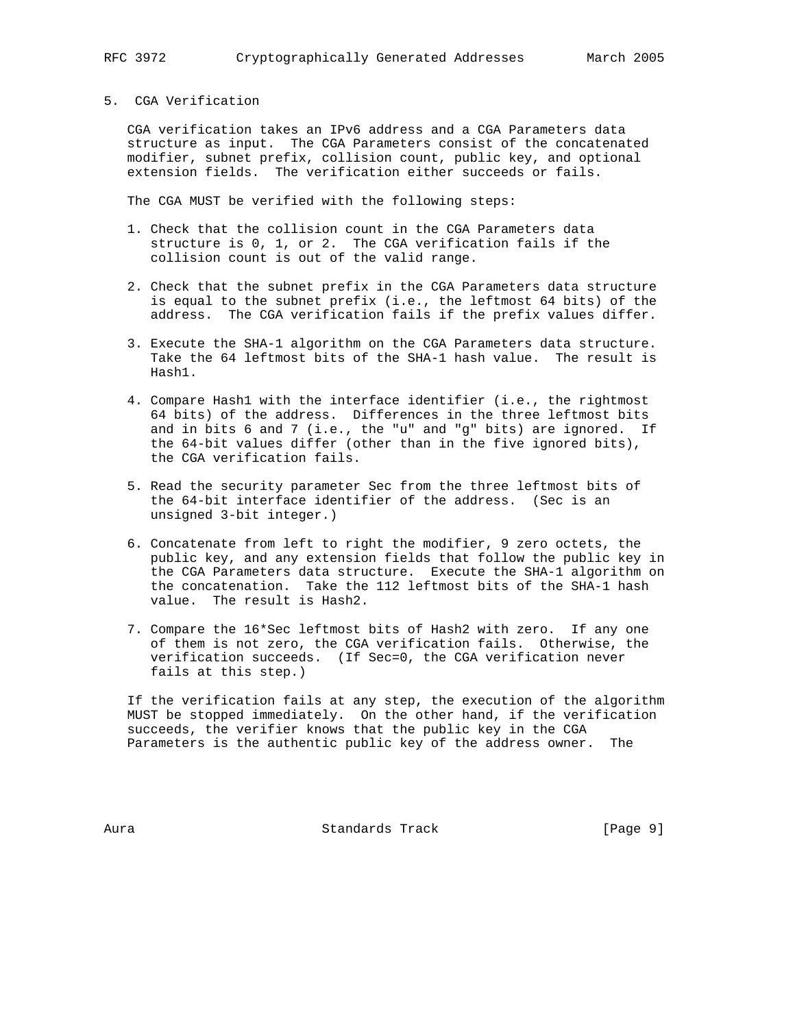## 5. CGA Verification

CGA verification takes an IPv6 address and a CGA Parameters data structure as input. The CGA Parameters consist of the concatenated modifier, subnet prefix, collision count, public key, and optional extension fields. The verification either succeeds or fails.

The CGA MUST be verified with the following steps:

1. Check that the collision count in the CGA Parameters data structure is 0, 1, or 2. The CGA verification fails if the collision count is out of the valid range.

2. Check that the subnet prefix in the CGA Parameters data structure is equal to the subnet prefix (i.e., the leftmost 64 bits) of the address. The CGA verification fails if the prefix values differ.

3. Execute the SHA-1 algorithm on the CGA Parameters data structure. Take the 64 leftmost bits of the SHA-1 hash value. The result is Hash1.

4. Compare Hash1 with the interface identifier (i.e., the rightmost 64 bits) of the address. Differences in the three leftmost bits and in bits 6 and 7 (i.e., the "u" and "g" bits) are ignored. If the 64-bit values differ (other than in the five ignored bits), the CGA verification fails.

5. Read the security parameter Sec from the three leftmost bits of the 64-bit interface identifier of the address. (Sec is an unsigned 3-bit integer.)

6. Concatenate from left to right the modifier, 9 zero octets, the public key, and any extension fields that follow the public key in the CGA Parameters data structure. Execute the SHA-1 algorithm on the concatenation. Take the 112 leftmost bits of the SHA-1 hash value. The result is Hash2.

7. Compare the 16*Sec leftmost bits of Hash2 with zero. If any one of them is not zero, the CGA verification fails. Otherwise, the verification succeeds. (If Sec=0, the CGA verification never fails at this step.)

If the verification fails at any step, the execution of the algorithm MUST be stopped immediately. On the other hand, if the verification succeeds, the verifier knows that the public key in the CGA Parameters is the authentic public key of the address owner. The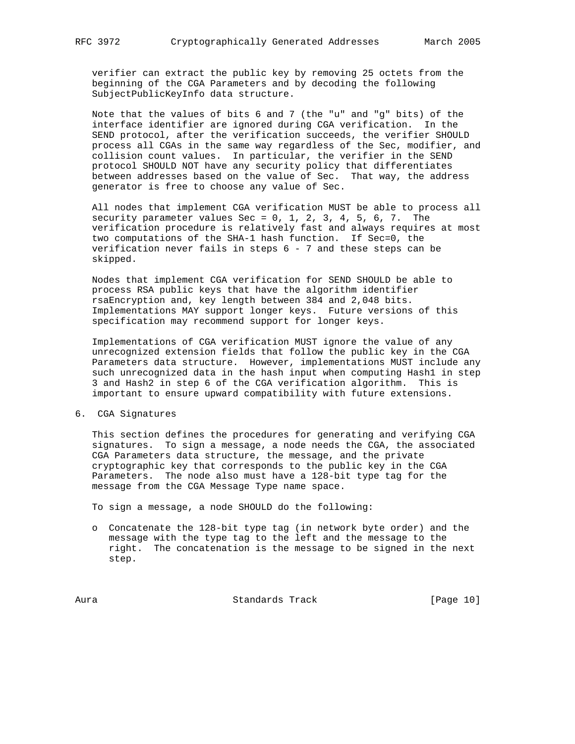verifier can extract the public key by removing 25 octets from the beginning of the CGA Parameters and by decoding the following SubjectPublicKeyInfo data structure.

Note that the values of bits 6 and 7 (the "u" and "g" bits) of the interface identifier are ignored during CGA verification. In the SEND protocol, after the verification succeeds, the verifier SHOULD process all CGAs in the same way regardless of the Sec, modifier, and collision count values. In particular, the verifier in the SEND protocol SHOULD NOT have any security policy that differentiates between addresses based on the value of Sec. That way, the address generator is free to choose any value of Sec.

All nodes that implement CGA verification MUST be able to process all security parameter values Sec = 0, 1, 2, 3, 4, 5, 6, 7. The verification procedure is relatively fast and always requires at most two computations of the SHA-1 hash function. If Sec=0, the verification never fails in steps 6 - 7 and these steps can be skipped.

Nodes that implement CGA verification for SEND SHOULD be able to process RSA public keys that have the algorithm identifier rsaEncryption and, key length between 384 and 2,048 bits. Implementations MAY support longer keys. Future versions of this specification may recommend support for longer keys.

Implementations of CGA verification MUST ignore the value of any unrecognized extension fields that follow the public key in the CGA Parameters data structure. However, implementations MUST include any such unrecognized data in the hash input when computing Hash1 in step 3 and Hash2 in step 6 of the CGA verification algorithm. This is important to ensure upward compatibility with future extensions.

## 6. CGA Signatures

This section defines the procedures for generating and verifying CGA signatures. To sign a message, a node needs the CGA, the associated CGA Parameters data structure, the message, and the private cryptographic key that corresponds to the public key in the CGA Parameters. The node also must have a 128-bit type tag for the message from the CGA Message Type name space.

To sign a message, a node SHOULD do the following:

- Concatenate the 128-bit type tag (in network byte order) and the message with the type tag to the left and the message to the right. The concatenation is the message to be signed in the next step.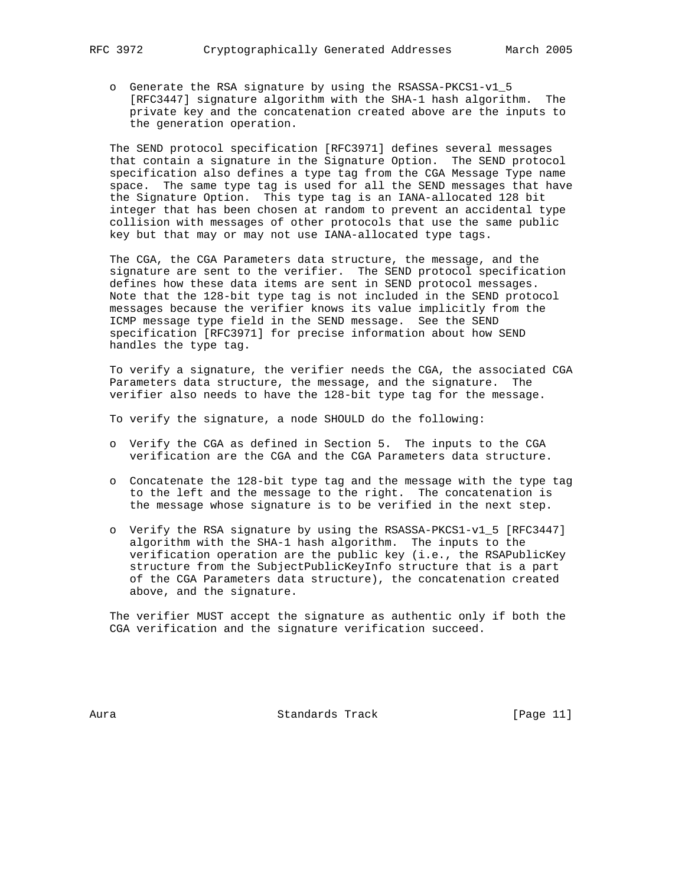- Generate the RSA signature by using the RSASSA-PKCS1-v1_5 [RFC3447] signature algorithm with the SHA-1 hash algorithm. The private key and the concatenation created above are the inputs to the generation operation.

The SEND protocol specification [RFC3971] defines several messages that contain a signature in the Signature Option. The SEND protocol specification also defines a type tag from the CGA Message Type name space. The same type tag is used for all the SEND messages that have the Signature Option. This type tag is an IANA-allocated 128 bit integer that has been chosen at random to prevent an accidental type collision with messages of other protocols that use the same public key but that may or may not use IANA-allocated type tags.

The CGA, the CGA Parameters data structure, the message, and the signature are sent to the verifier. The SEND protocol specification defines how these data items are sent in SEND protocol messages. Note that the 128-bit type tag is not included in the SEND protocol messages because the verifier knows its value implicitly from the ICMP message type field in the SEND message. See the SEND specification [RFC3971] for precise information about how SEND handles the type tag.

To verify a signature, the verifier needs the CGA, the associated CGA Parameters data structure, the message, and the signature. The verifier also needs to have the 128-bit type tag for the message.

To verify the signature, a node SHOULD do the following:

- Verify the CGA as defined in Section 5. The inputs to the CGA verification are the CGA and the CGA Parameters data structure.

- Concatenate the 128-bit type tag and the message with the type tag to the left and the message to the right. The concatenation is the message whose signature is to be verified in the next step.

- Verify the RSA signature by using the RSASSA-PKCS1-v1_5 [RFC3447] algorithm with the SHA-1 hash algorithm. The inputs to the verification operation are the public key (i.e., the RSAPublicKey structure from the SubjectPublicKeyInfo structure that is a part of the CGA Parameters data structure), the concatenation created above, and the signature.

The verifier MUST accept the signature as authentic only if both the CGA verification and the signature verification succeed.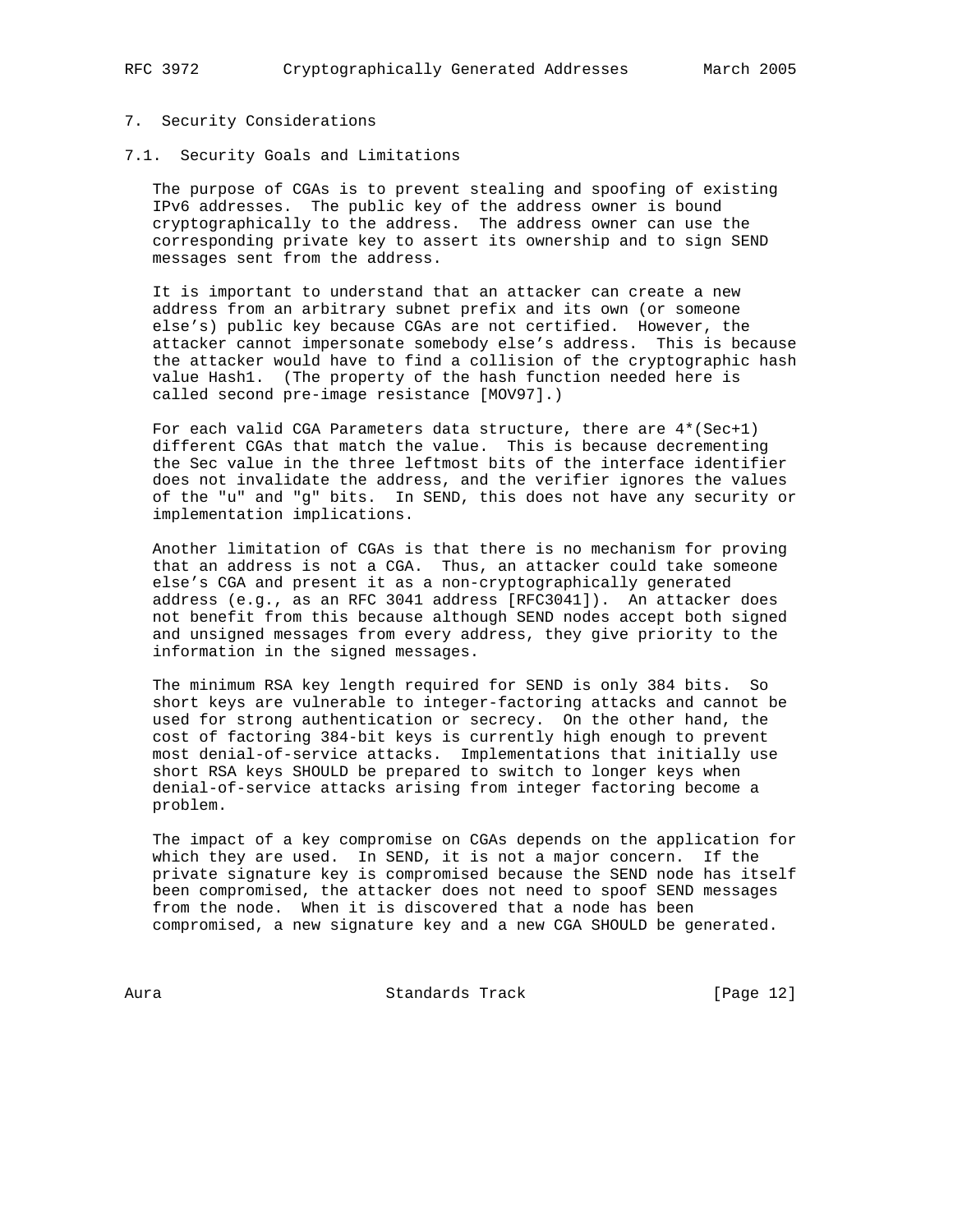## 7. Security Considerations

### 7.1. Security Goals and Limitations

The purpose of CGAs is to prevent stealing and spoofing of existing IPv6 addresses. The public key of the address owner is bound cryptographically to the address. The address owner can use the corresponding private key to assert its ownership and to sign SEND messages sent from the address.

It is important to understand that an attacker can create a new address from an arbitrary subnet prefix and its own (or someone else's) public key because CGAs are not certified. However, the attacker cannot impersonate somebody else's address. This is because the attacker would have to find a collision of the cryptographic hash value Hash1. (The property of the hash function needed here is called second pre-image resistance [MOV97].)

For each valid CGA Parameters data structure, there are 4*(Sec+1) different CGAs that match the value. This is because decrementing the Sec value in the three leftmost bits of the interface identifier does not invalidate the address, and the verifier ignores the values of the "u" and "g" bits. In SEND, this does not have any security or implementation implications.

Another limitation of CGAs is that there is no mechanism for proving that an address is not a CGA. Thus, an attacker could take someone else's CGA and present it as a non-cryptographically generated address (e.g., as an RFC 3041 address [RFC3041]). An attacker does not benefit from this because although SEND nodes accept both signed and unsigned messages from every address, they give priority to the information in the signed messages.

The minimum RSA key length required for SEND is only 384 bits. So short keys are vulnerable to integer-factoring attacks and cannot be used for strong authentication or secrecy. On the other hand, the cost of factoring 384-bit keys is currently high enough to prevent most denial-of-service attacks. Implementations that initially use short RSA keys SHOULD be prepared to switch to longer keys when denial-of-service attacks arising from integer factoring become a problem.

The impact of a key compromise on CGAs depends on the application for which they are used. In SEND, it is not a major concern. If the private signature key is compromised because the SEND node has itself been compromised, the attacker does not need to spoof SEND messages from the node. When it is discovered that a node has been compromised, a new signature key and a new CGA SHOULD be generated.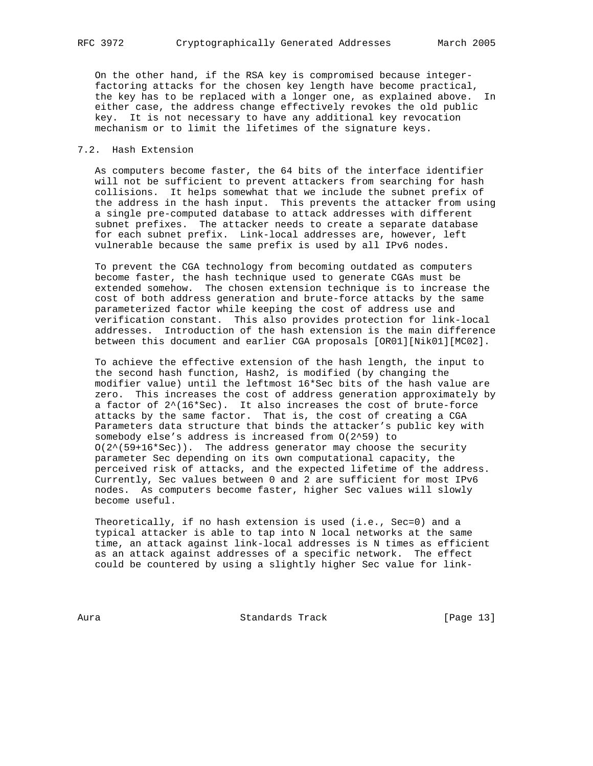On the other hand, if the RSA key is compromised because integer-factoring attacks for the chosen key length have become practical, the key has to be replaced with a longer one, as explained above. In either case, the address change effectively revokes the old public key. It is not necessary to have any additional key revocation mechanism or to limit the lifetimes of the signature keys.

## 7.2. Hash Extension

As computers become faster, the 64 bits of the interface identifier will not be sufficient to prevent attackers from searching for hash collisions. It helps somewhat that we include the subnet prefix of the address in the hash input. This prevents the attacker from using a single pre-computed database to attack addresses with different subnet prefixes. The attacker needs to create a separate database for each subnet prefix. Link-local addresses are, however, left vulnerable because the same prefix is used by all IPv6 nodes.

To prevent the CGA technology from becoming outdated as computers become faster, the hash technique used to generate CGAs must be extended somehow. The chosen extension technique is to increase the cost of both address generation and brute-force attacks by the same parameterized factor while keeping the cost of address use and verification constant. This also provides protection for link-local addresses. Introduction of the hash extension is the main difference between this document and earlier CGA proposals [OR01][Nik01][MC02].

To achieve the effective extension of the hash length, the input to the second hash function, Hash2, is modified (by changing the modifier value) until the leftmost 16*Sec bits of the hash value are zero. This increases the cost of address generation approximately by a factor of $2^{(16*Sec)}$. It also increases the cost of brute-force attacks by the same factor. That is, the cost of creating a CGA Parameters data structure that binds the attacker's public key with somebody else's address is increased from $O(2^{59})$ to $O(2^{(59+16*Sec)})$. The address generator may choose the security parameter Sec depending on its own computational capacity, the perceived risk of attacks, and the expected lifetime of the address. Currently, Sec values between 0 and 2 are sufficient for most IPv6 nodes. As computers become faster, higher Sec values will slowly become useful.

Theoretically, if no hash extension is used (i.e., Sec=0) and a typical attacker is able to tap into N local networks at the same time, an attack against link-local addresses is N times as efficient as an attack against addresses of a specific network. The effect could be countered by using a slightly higher Sec value for link-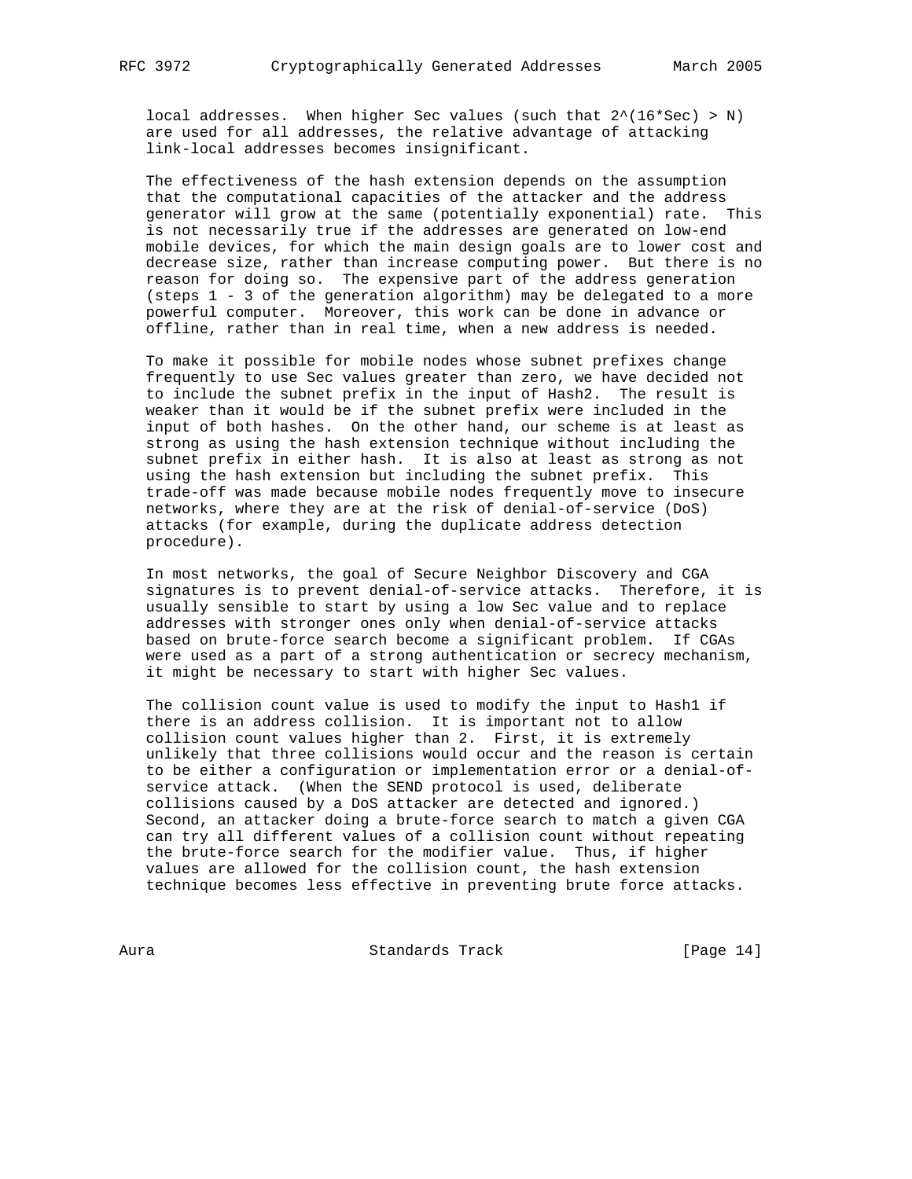local addresses. When higher Sec values (such that $2^{(16*Sec)} > N$) are used for all addresses, the relative advantage of attacking link-local addresses becomes insignificant.

The effectiveness of the hash extension depends on the assumption that the computational capacities of the attacker and the address generator will grow at the same (potentially exponential) rate. This is not necessarily true if the addresses are generated on low-end mobile devices, for which the main design goals are to lower cost and decrease size, rather than increase computing power. But there is no reason for doing so. The expensive part of the address generation (steps 1 - 3 of the generation algorithm) may be delegated to a more powerful computer. Moreover, this work can be done in advance or offline, rather than in real time, when a new address is needed.

To make it possible for mobile nodes whose subnet prefixes change frequently to use Sec values greater than zero, we have decided not to include the subnet prefix in the input of Hash2. The result is weaker than it would be if the subnet prefix were included in the input of both hashes. On the other hand, our scheme is at least as strong as using the hash extension technique without including the subnet prefix in either hash. It is also at least as strong as not using the hash extension but including the subnet prefix. This trade-off was made because mobile nodes frequently move to insecure networks, where they are at the risk of denial-of-service (DoS) attacks (for example, during the duplicate address detection procedure).

In most networks, the goal of Secure Neighbor Discovery and CGA signatures is to prevent denial-of-service attacks. Therefore, it is usually sensible to start by using a low Sec value and to replace addresses with stronger ones only when denial-of-service attacks based on brute-force search become a significant problem. If CGAs were used as a part of a strong authentication or secrecy mechanism, it might be necessary to start with higher Sec values.

The collision count value is used to modify the input to Hash1 if there is an address collision. It is important not to allow collision count values higher than 2. First, it is extremely unlikely that three collisions would occur and the reason is certain to be either a configuration or implementation error or a denial-of-service attack. (When the SEND protocol is used, deliberate collisions caused by a DoS attacker are detected and ignored.) Second, an attacker doing a brute-force search to match a given CGA can try all different values of a collision count without repeating the brute-force search for the modifier value. Thus, if higher values are allowed for the collision count, the hash extension technique becomes less effective in preventing brute force attacks.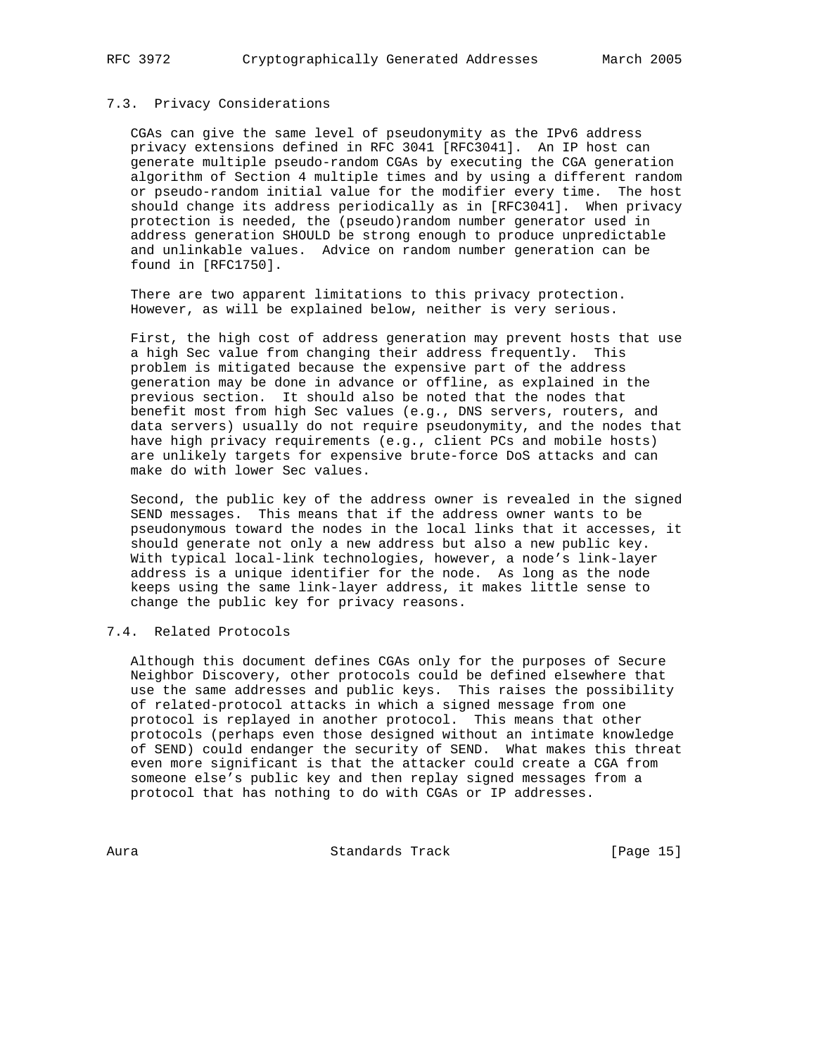### 7.3. Privacy Considerations

CGAs can give the same level of pseudonymity as the IPv6 address privacy extensions defined in RFC 3041 [RFC3041]. An IP host can generate multiple pseudo-random CGAs by executing the CGA generation algorithm of Section 4 multiple times and by using a different random or pseudo-random initial value for the modifier every time. The host should change its address periodically as in [RFC3041]. When privacy protection is needed, the (pseudo)random number generator used in address generation SHOULD be strong enough to produce unpredictable and unlinkable values. Advice on random number generation can be found in [RFC1750].

There are two apparent limitations to this privacy protection. However, as will be explained below, neither is very serious.

First, the high cost of address generation may prevent hosts that use a high Sec value from changing their address frequently. This problem is mitigated because the expensive part of the address generation may be done in advance or offline, as explained in the previous section. It should also be noted that the nodes that benefit most from high Sec values (e.g., DNS servers, routers, and data servers) usually do not require pseudonymity, and the nodes that have high privacy requirements (e.g., client PCs and mobile hosts) are unlikely targets for expensive brute-force DoS attacks and can make do with lower Sec values.

Second, the public key of the address owner is revealed in the signed SEND messages. This means that if the address owner wants to be pseudonymous toward the nodes in the local links that it accesses, it should generate not only a new address but also a new public key. With typical local-link technologies, however, a node's link-layer address is a unique identifier for the node. As long as the node keeps using the same link-layer address, it makes little sense to change the public key for privacy reasons.

### 7.4. Related Protocols

Although this document defines CGAs only for the purposes of Secure Neighbor Discovery, other protocols could be defined elsewhere that use the same addresses and public keys. This raises the possibility of related-protocol attacks in which a signed message from one protocol is replayed in another protocol. This means that other protocols (perhaps even those designed without an intimate knowledge of SEND) could endanger the security of SEND. What makes this threat even more significant is that the attacker could create a CGA from someone else's public key and then replay signed messages from a protocol that has nothing to do with CGAs or IP addresses.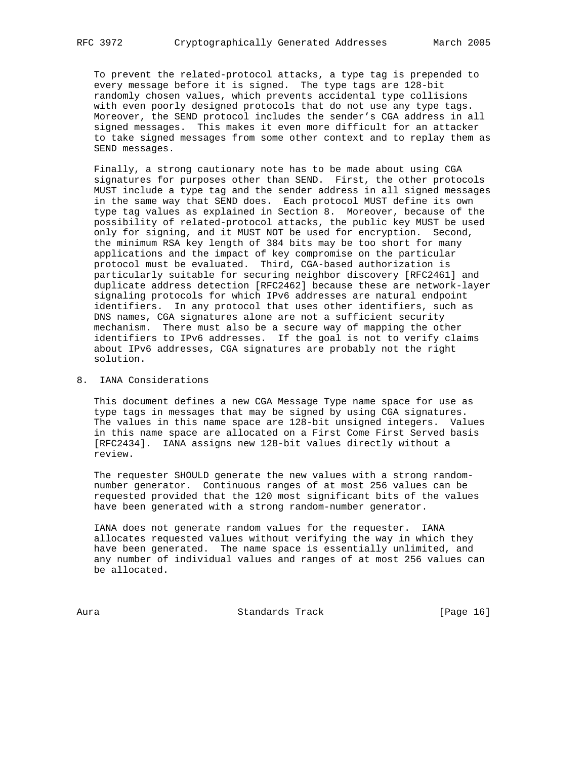To prevent the related-protocol attacks, a type tag is prepended to every message before it is signed. The type tags are 128-bit randomly chosen values, which prevents accidental type collisions with even poorly designed protocols that do not use any type tags. Moreover, the SEND protocol includes the sender's CGA address in all signed messages. This makes it even more difficult for an attacker to take signed messages from some other context and to replay them as SEND messages.

Finally, a strong cautionary note has to be made about using CGA signatures for purposes other than SEND. First, the other protocols MUST include a type tag and the sender address in all signed messages in the same way that SEND does. Each protocol MUST define its own type tag values as explained in Section 8. Moreover, because of the possibility of related-protocol attacks, the public key MUST be used only for signing, and it MUST NOT be used for encryption. Second, the minimum RSA key length of 384 bits may be too short for many applications and the impact of key compromise on the particular protocol must be evaluated. Third, CGA-based authorization is particularly suitable for securing neighbor discovery [RFC2461] and duplicate address detection [RFC2462] because these are network-layer signaling protocols for which IPv6 addresses are natural endpoint identifiers. In any protocol that uses other identifiers, such as DNS names, CGA signatures alone are not a sufficient security mechanism. There must also be a secure way of mapping the other identifiers to IPv6 addresses. If the goal is not to verify claims about IPv6 addresses, CGA signatures are probably not the right solution.

## 8. IANA Considerations

This document defines a new CGA Message Type name space for use as type tags in messages that may be signed by using CGA signatures. The values in this name space are 128-bit unsigned integers. Values in this name space are allocated on a First Come First Served basis [RFC2434]. IANA assigns new 128-bit values directly without a review.

The requester SHOULD generate the new values with a strong random-number generator. Continuous ranges of at most 256 values can be requested provided that the 120 most significant bits of the values have been generated with a strong random-number generator.

IANA does not generate random values for the requester. IANA allocates requested values without verifying the way in which they have been generated. The name space is essentially unlimited, and any number of individual values and ranges of at most 256 values can be allocated.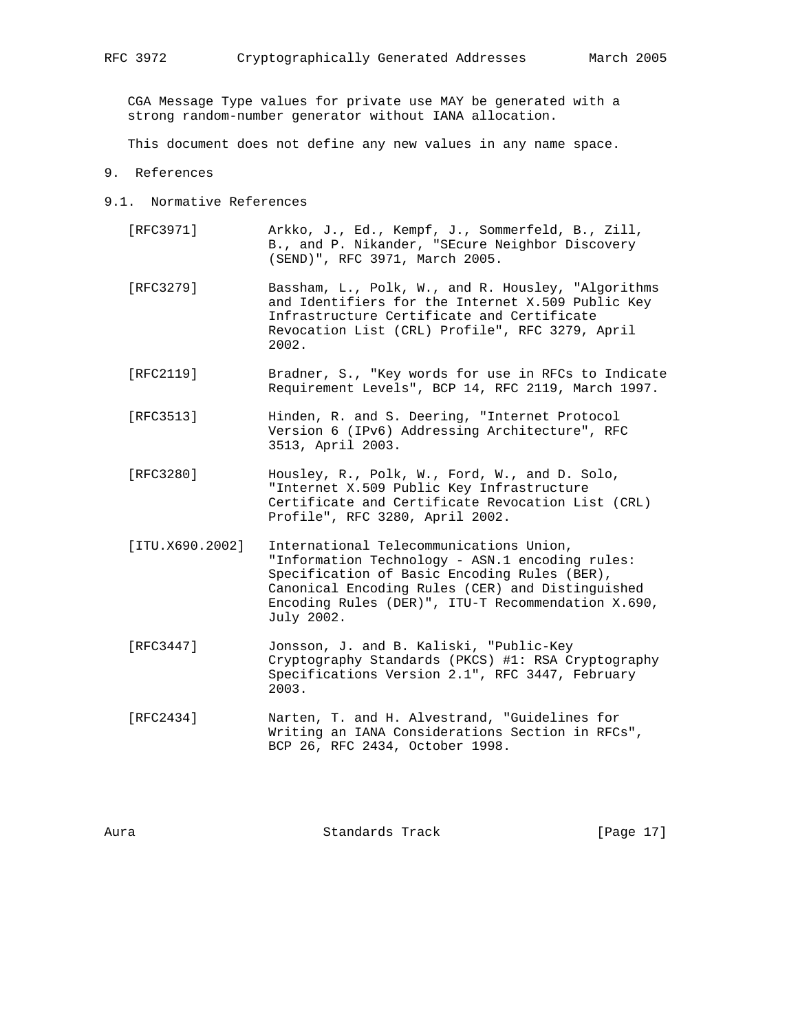CGA Message Type values for private use MAY be generated with a strong random-number generator without IANA allocation.

This document does not define any new values in any name space.

# 9. References

## 9.1. Normative References

[RFC3971] Arkko, J., Ed., Kempf, J., Sommerfeld, B., Zill, B., and P. Nikander, "SEcure Neighbor Discovery (SEND)", RFC 3971, March 2005.

[RFC3279] Bassham, L., Polk, W., and R. Housley, "Algorithms and Identifiers for the Internet X.509 Public Key Infrastructure Certificate and Certificate Revocation List (CRL) Profile", RFC 3279, April 2002.

[RFC2119] Bradner, S., "Key words for use in RFCs to Indicate Requirement Levels", BCP 14, RFC 2119, March 1997.

[RFC3513] Hinden, R. and S. Deering, "Internet Protocol Version 6 (IPv6) Addressing Architecture", RFC 3513, April 2003.

[RFC3280] Housley, R., Polk, W., Ford, W., and D. Solo, "Internet X.509 Public Key Infrastructure Certificate and Certificate Revocation List (CRL) Profile", RFC 3280, April 2002.

[ITU.X690.2002] International Telecommunications Union, "Information Technology - ASN.1 encoding rules: Specification of Basic Encoding Rules (BER), Canonical Encoding Rules (CER) and Distinguished Encoding Rules (DER)", ITU-T Recommendation X.690, July 2002.

[RFC3447] Jonsson, J. and B. Kaliski, "Public-Key Cryptography Standards (PKCS) #1: RSA Cryptography Specifications Version 2.1", RFC 3447, February 2003.

[RFC2434] Narten, T. and H. Alvestrand, "Guidelines for Writing an IANA Considerations Section in RFCs", BCP 26, RFC 2434, October 1998.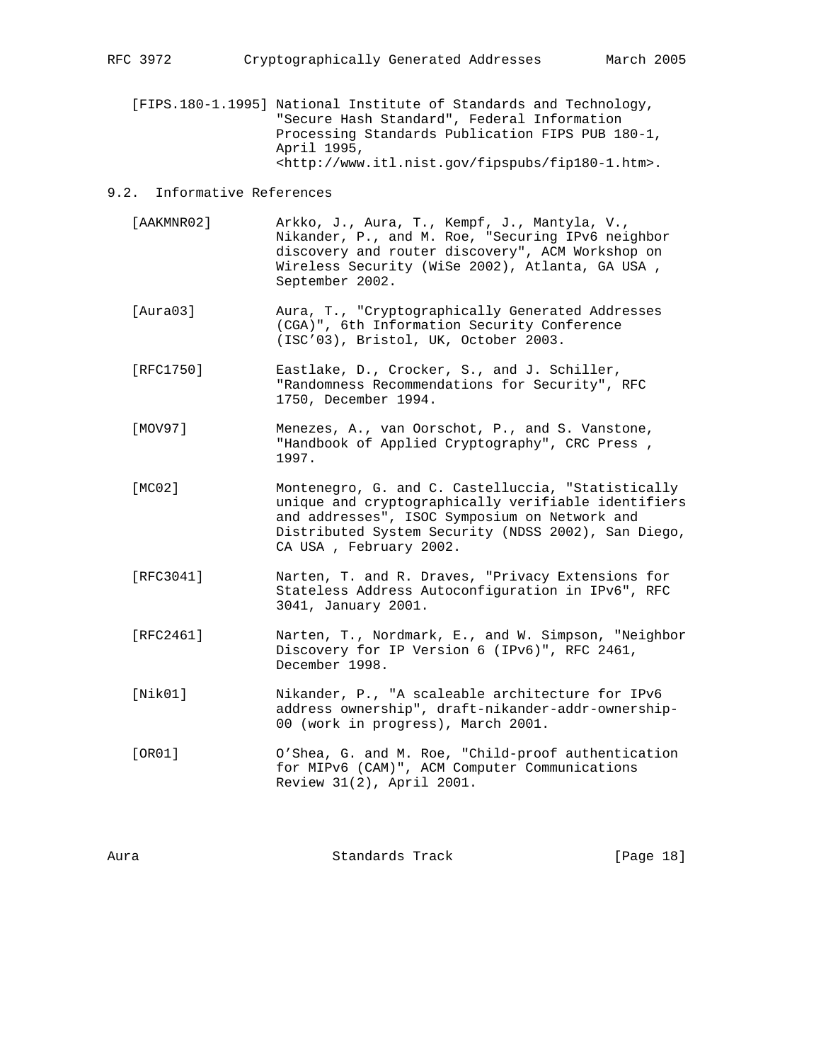[FIPS.180-1.1995] National Institute of Standards and Technology, "Secure Hash Standard", Federal Information Processing Standards Publication FIPS PUB 180-1, April 1995, <http://www.itl.nist.gov/fipspubs/fip180-1.htm>.

## 9.2. Informative References

[AAKMNR02] Arkko, J., Aura, T., Kempf, J., Mantyla, V., Nikander, P., and M. Roe, "Securing IPv6 neighbor discovery and router discovery", ACM Workshop on Wireless Security (WiSe 2002), Atlanta, GA USA , September 2002.

[Aura03] Aura, T., "Cryptographically Generated Addresses (CGA)", 6th Information Security Conference (ISC'03), Bristol, UK, October 2003.

[RFC1750] Eastlake, D., Crocker, S., and J. Schiller, "Randomness Recommendations for Security", RFC 1750, December 1994.

[MOV97] Menezes, A., van Oorschot, P., and S. Vanstone, "Handbook of Applied Cryptography", CRC Press , 1997.

[MC02] Montenegro, G. and C. Castelluccia, "Statistically unique and cryptographically verifiable identifiers and addresses", ISOC Symposium on Network and Distributed System Security (NDSS 2002), San Diego, CA USA , February 2002.

[RFC3041] Narten, T. and R. Draves, "Privacy Extensions for Stateless Address Autoconfiguration in IPv6", RFC 3041, January 2001.

[RFC2461] Narten, T., Nordmark, E., and W. Simpson, "Neighbor Discovery for IP Version 6 (IPv6)", RFC 2461, December 1998.

[Nik01] Nikander, P., "A scaleable architecture for IPv6 address ownership", draft-nikander-addr-ownership-00 (work in progress), March 2001.

[OR01] O'Shea, G. and M. Roe, "Child-proof authentication for MIPv6 (CAM)", ACM Computer Communications Review 31(2), April 2001.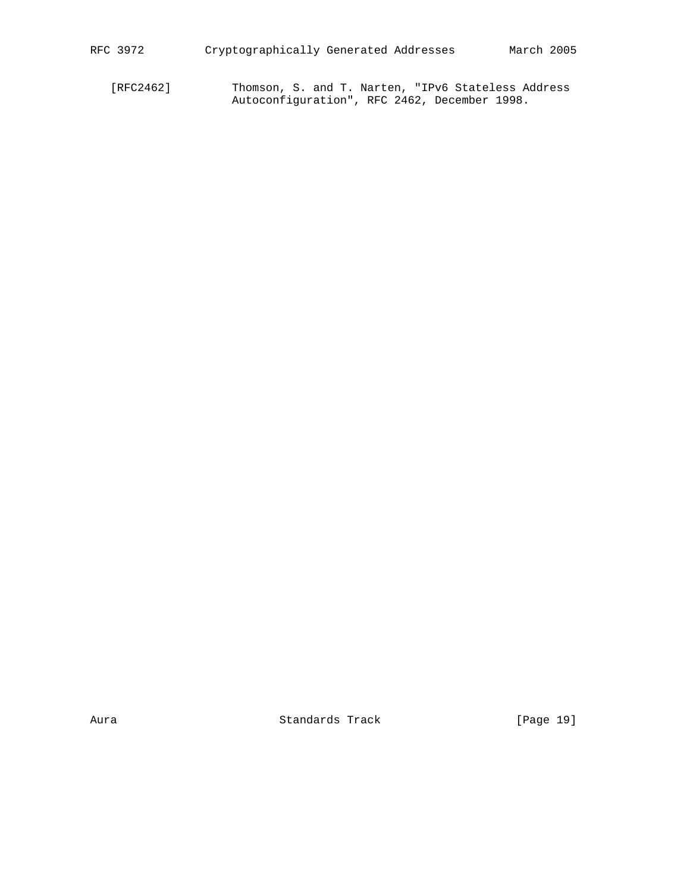[RFC2462] Thomson, S. and T. Narten, "IPv6 Stateless Address Autoconfiguration", RFC 2462, December 1998.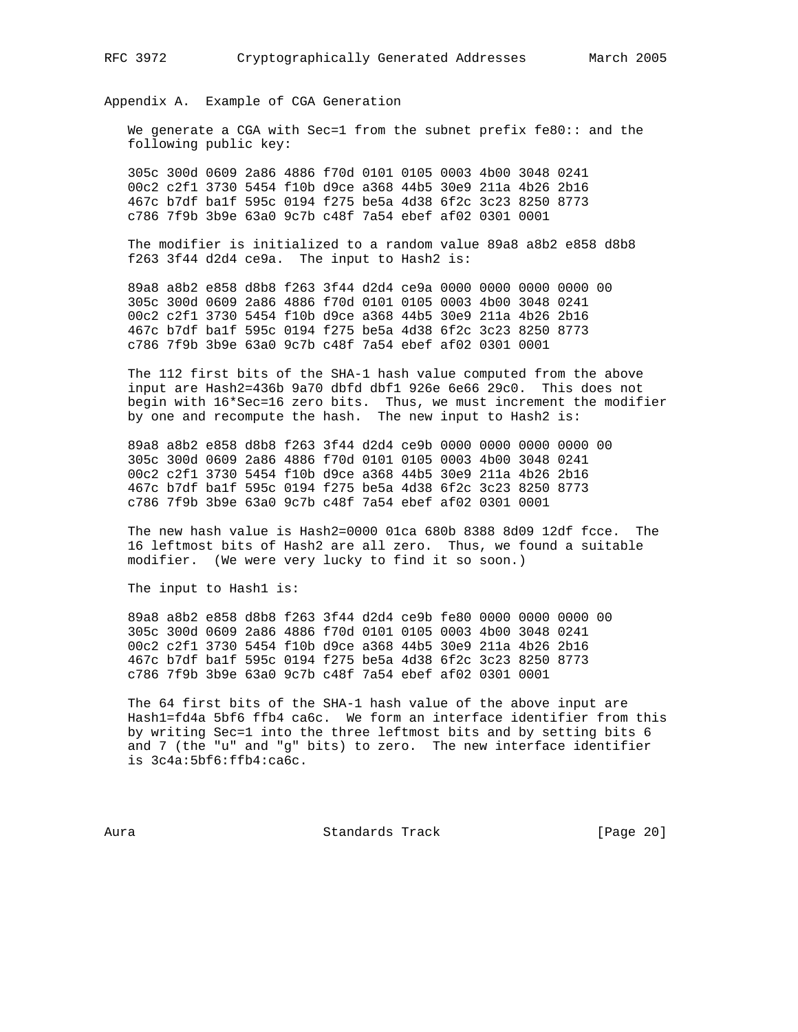# Appendix A. Example of CGA Generation

We generate a CGA with Sec=1 from the subnet prefix fe80:: and the following public key:

```
305c 300d 0609 2a86 4886 f70d 0101 0105 0003 4b00 3048 0241
00c2 c2f1 3730 5454 f10b d9ce a368 44b5 30e9 211a 4b26 2b16
467c b7df ba1f 595c 0194 f275 be5a 4d38 6f2c 3c23 8250 8773
c786 7f9b 3b9e 63a0 9c7b c48f 7a54 ebef af02 0301 0001
```

The modifier is initialized to a random value 89a8 a8b2 e858 d8b8 f263 3f44 d2d4 ce9a. The input to Hash2 is:

```
89a8 a8b2 e858 d8b8 f263 3f44 d2d4 ce9a 0000 0000 0000 0000 00
305c 300d 0609 2a86 4886 f70d 0101 0105 0003 4b00 3048 0241
00c2 c2f1 3730 5454 f10b d9ce a368 44b5 30e9 211a 4b26 2b16
467c b7df ba1f 595c 0194 f275 be5a 4d38 6f2c 3c23 8250 8773
c786 7f9b 3b9e 63a0 9c7b c48f 7a54 ebef af02 0301 0001
```

The 112 first bits of the SHA-1 hash value computed from the above input are Hash2=436b 9a70 dbfd dbf1 926e 6e66 29c0. This does not begin with 16*Sec=16 zero bits. Thus, we must increment the modifier by one and recompute the hash. The new input to Hash2 is:

```
89a8 a8b2 e858 d8b8 f263 3f44 d2d4 ce9b 0000 0000 0000 0000 00
305c 300d 0609 2a86 4886 f70d 0101 0105 0003 4b00 3048 0241
00c2 c2f1 3730 5454 f10b d9ce a368 44b5 30e9 211a 4b26 2b16
467c b7df ba1f 595c 0194 f275 be5a 4d38 6f2c 3c23 8250 8773
c786 7f9b 3b9e 63a0 9c7b c48f 7a54 ebef af02 0301 0001
```

The new hash value is Hash2=0000 01ca 680b 8388 8d09 12df fcce. The 16 leftmost bits of Hash2 are all zero. Thus, we found a suitable modifier. (We were very lucky to find it so soon.)

The input to Hash1 is:

```
89a8 a8b2 e858 d8b8 f263 3f44 d2d4 ce9b fe80 0000 0000 0000 00
305c 300d 0609 2a86 4886 f70d 0101 0105 0003 4b00 3048 0241
00c2 c2f1 3730 5454 f10b d9ce a368 44b5 30e9 211a 4b26 2b16
467c b7df ba1f 595c 0194 f275 be5a 4d38 6f2c 3c23 8250 8773
c786 7f9b 3b9e 63a0 9c7b c48f 7a54 ebef af02 0301 0001
```

The 64 first bits of the SHA-1 hash value of the above input are Hash1=fd4a 5bf6 ffb4 ca6c. We form an interface identifier from this by writing Sec=1 into the three leftmost bits and by setting bits 6 and 7 (the "u" and "g" bits) to zero. The new interface identifier is 3c4a:5bf6:ffb4:ca6c.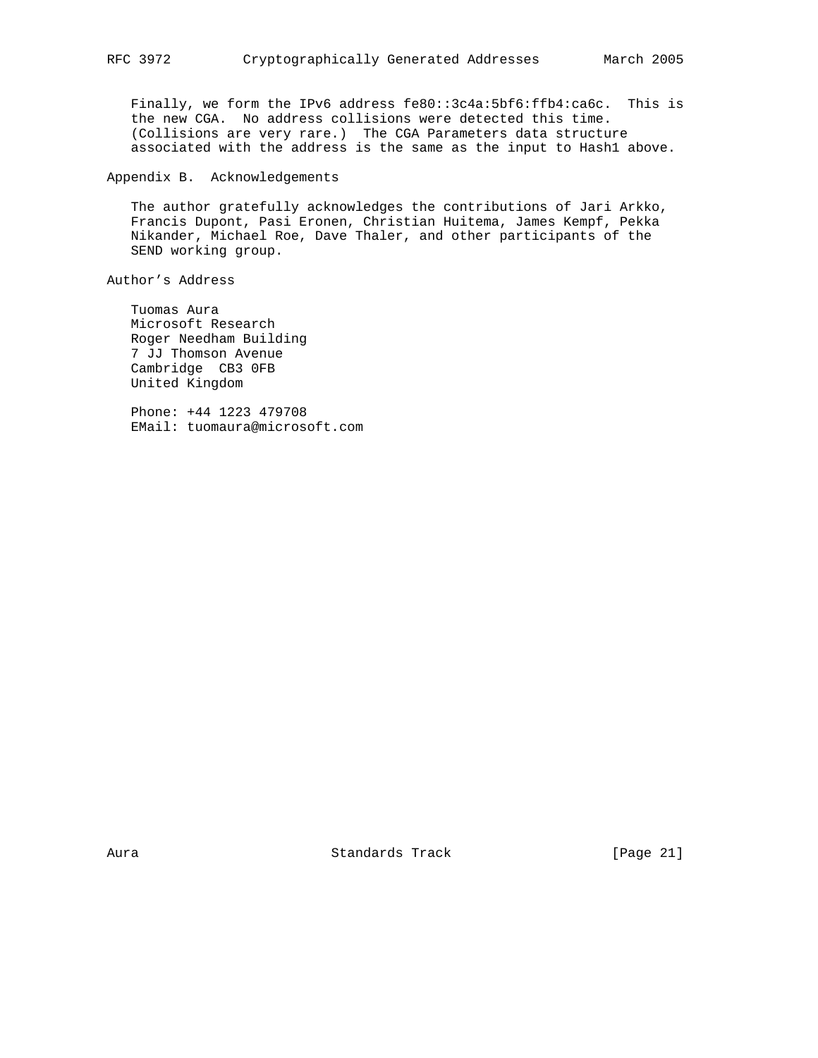Finally, we form the IPv6 address fe80::3c4a:5bf6:ffb4:ca6c. This is the new CGA. No address collisions were detected this time. (Collisions are very rare.) The CGA Parameters data structure associated with the address is the same as the input to Hash1 above.

## Appendix B. Acknowledgements

The author gratefully acknowledges the contributions of Jari Arkko, Francis Dupont, Pasi Eronen, Christian Huitema, James Kempf, Pekka Nikander, Michael Roe, Dave Thaler, and other participants of the SEND working group.

## Author's Address

Tuomas Aura
Microsoft Research
Roger Needham Building
7 JJ Thomson Avenue
Cambridge CB3 0FB
United Kingdom

Phone: +44 1223 479708
EMail: tuomaura@microsoft.com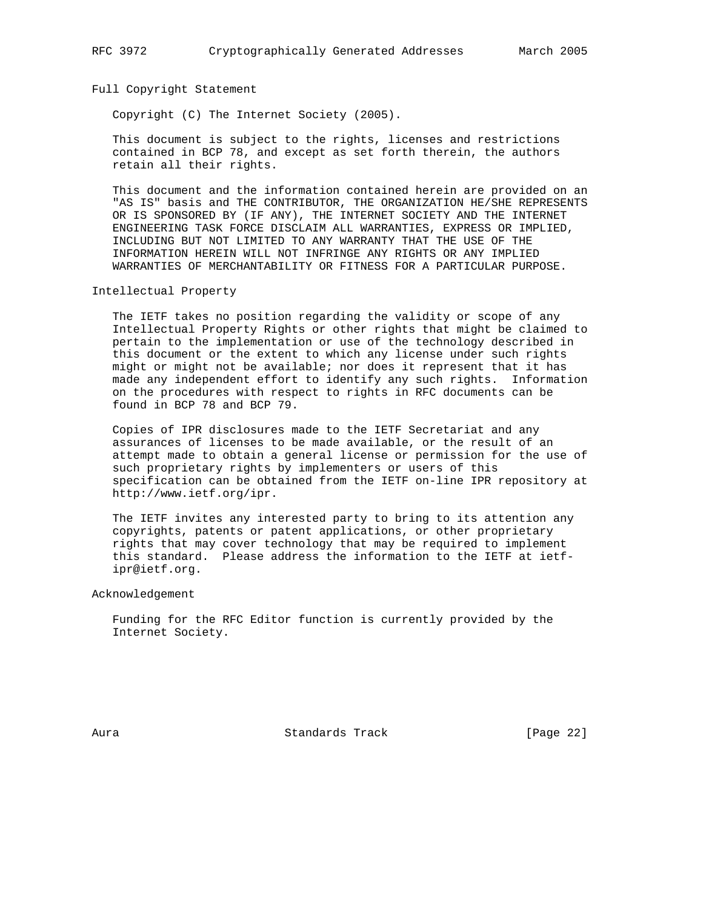## Full Copyright Statement

Copyright (C) The Internet Society (2005).

This document is subject to the rights, licenses and restrictions contained in BCP 78, and except as set forth therein, the authors retain all their rights.

This document and the information contained herein are provided on an "AS IS" basis and THE CONTRIBUTOR, THE ORGANIZATION HE/SHE REPRESENTS OR IS SPONSORED BY (IF ANY), THE INTERNET SOCIETY AND THE INTERNET ENGINEERING TASK FORCE DISCLAIM ALL WARRANTIES, EXPRESS OR IMPLIED, INCLUDING BUT NOT LIMITED TO ANY WARRANTY THAT THE USE OF THE INFORMATION HEREIN WILL NOT INFRINGE ANY RIGHTS OR ANY IMPLIED WARRANTIES OF MERCHANTABILITY OR FITNESS FOR A PARTICULAR PURPOSE.

## Intellectual Property

The IETF takes no position regarding the validity or scope of any Intellectual Property Rights or other rights that might be claimed to pertain to the implementation or use of the technology described in this document or the extent to which any license under such rights might or might not be available; nor does it represent that it has made any independent effort to identify any such rights. Information on the procedures with respect to rights in RFC documents can be found in BCP 78 and BCP 79.

Copies of IPR disclosures made to the IETF Secretariat and any assurances of licenses to be made available, or the result of an attempt made to obtain a general license or permission for the use of such proprietary rights by implementers or users of this specification can be obtained from the IETF on-line IPR repository at http://www.ietf.org/ipr.

The IETF invites any interested party to bring to its attention any copyrights, patents or patent applications, or other proprietary rights that may cover technology that may be required to implement this standard. Please address the information to the IETF at ietf-ipr@ietf.org.

## Acknowledgement

Funding for the RFC Editor function is currently provided by the Internet Society.